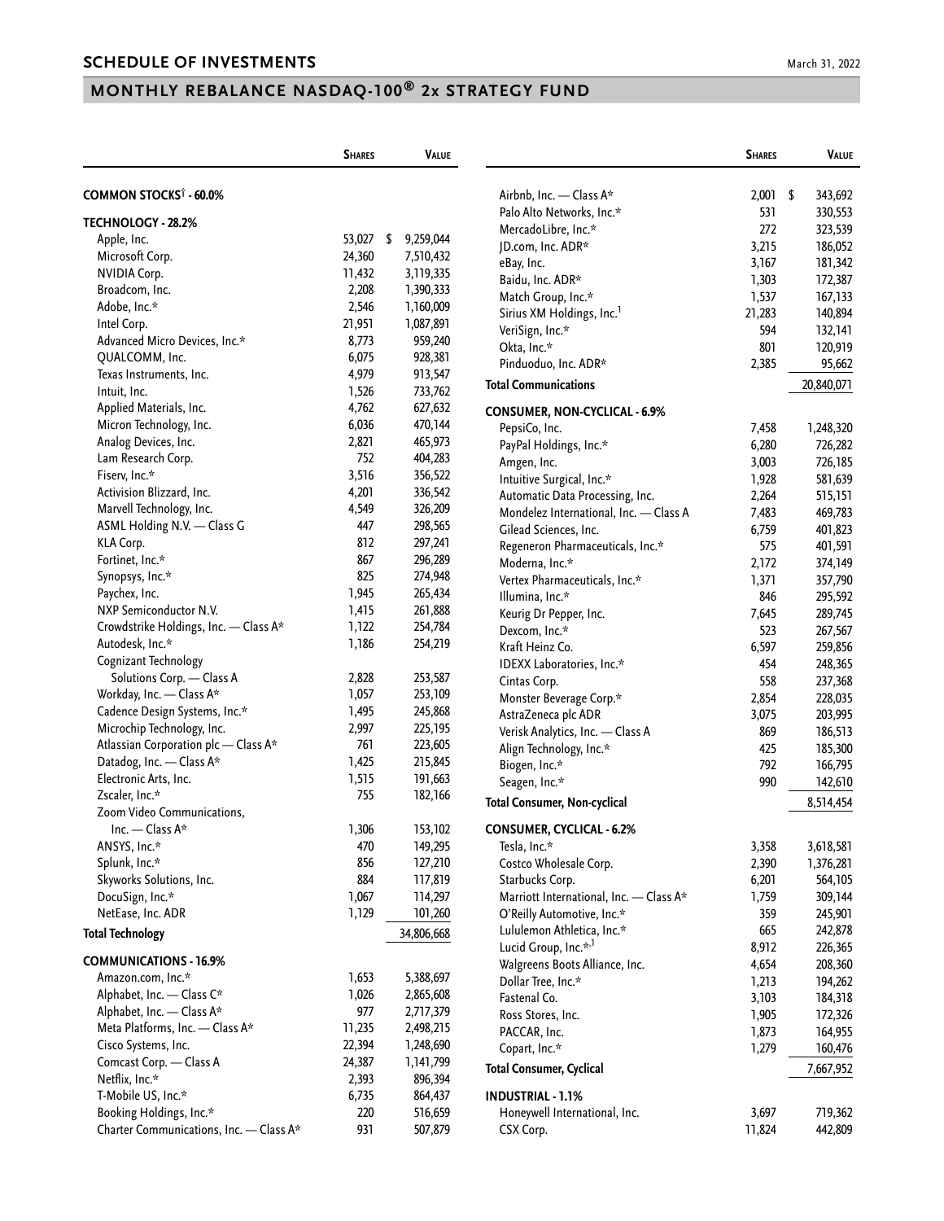# SCHEDULE OF INVESTMENTS

March 31, 2022

## MONTHLY REBALANCE NASDAQ-100® 2x STRATEGY FUND

| | Shares | Value |
|---|---|---|
| **COMMON STOCKS† - 60.0%** | | |
| **TECHNOLOGY - 28.2%** | | |
| Apple, Inc. | 53,027 | $ 9,259,044 |
| Microsoft Corp. | 24,360 | 7,510,432 |
| NVIDIA Corp. | 11,432 | 3,119,335 |
| Broadcom, Inc. | 2,208 | 1,390,333 |
| Adobe, Inc.* | 2,546 | 1,160,009 |
| Intel Corp. | 21,951 | 1,087,891 |
| Advanced Micro Devices, Inc.* | 8,773 | 959,240 |
| QUALCOMM, Inc. | 6,075 | 928,381 |
| Texas Instruments, Inc. | 4,979 | 913,547 |
| Intuit, Inc. | 1,526 | 733,762 |
| Applied Materials, Inc. | 4,762 | 627,632 |
| Micron Technology, Inc. | 6,036 | 470,144 |
| Analog Devices, Inc. | 2,821 | 465,973 |
| Lam Research Corp. | 752 | 404,283 |
| Fiserv, Inc.* | 3,516 | 356,522 |
| Activision Blizzard, Inc. | 4,201 | 336,542 |
| Marvell Technology, Inc. | 4,549 | 326,209 |
| ASML Holding N.V. — Class G | 447 | 298,565 |
| KLA Corp. | 812 | 297,241 |
| Fortinet, Inc.* | 867 | 296,289 |
| Synopsys, Inc.* | 825 | 274,948 |
| Paychex, Inc. | 1,945 | 265,434 |
| NXP Semiconductor N.V. | 1,415 | 261,888 |
| Crowdstrike Holdings, Inc. — Class A* | 1,122 | 254,784 |
| Autodesk, Inc.* | 1,186 | 254,219 |
| Cognizant Technology Solutions Corp. — Class A | 2,828 | 253,587 |
| Workday, Inc. — Class A* | 1,057 | 253,109 |
| Cadence Design Systems, Inc.* | 1,495 | 245,868 |
| Microchip Technology, Inc. | 2,997 | 225,195 |
| Atlassian Corporation plc — Class A* | 761 | 223,605 |
| Datadog, Inc. — Class A* | 1,425 | 215,845 |
| Electronic Arts, Inc. | 1,515 | 191,663 |
| Zscaler, Inc.* | 755 | 182,166 |
| Zoom Video Communications, Inc. — Class A* | 1,306 | 153,102 |
| ANSYS, Inc.* | 470 | 149,295 |
| Splunk, Inc.* | 856 | 127,210 |
| Skyworks Solutions, Inc. | 884 | 117,819 |
| DocuSign, Inc.* | 1,067 | 114,297 |
| NetEase, Inc. ADR | 1,129 | 101,260 |
| **Total Technology** | | 34,806,668 |
| **COMMUNICATIONS - 16.9%** | | |
| Amazon.com, Inc.* | 1,653 | 5,388,697 |
| Alphabet, Inc. — Class C* | 1,026 | 2,865,608 |
| Alphabet, Inc. — Class A* | 977 | 2,717,379 |
| Meta Platforms, Inc. — Class A* | 11,235 | 2,498,215 |
| Cisco Systems, Inc. | 22,394 | 1,248,690 |
| Comcast Corp. — Class A | 24,387 | 1,141,799 |
| Netflix, Inc.* | 2,393 | 896,394 |
| T-Mobile US, Inc.* | 6,735 | 864,437 |
| Booking Holdings, Inc.* | 220 | 516,659 |
| Charter Communications, Inc. — Class A* | 931 | 507,879 |
| Airbnb, Inc. — Class A* | 2,001 | $ 343,692 |
| Palo Alto Networks, Inc.* | 531 | 330,553 |
| MercadoLibre, Inc.* | 272 | 323,539 |
| JD.com, Inc. ADR* | 3,215 | 186,052 |
| eBay, Inc. | 3,167 | 181,342 |
| Baidu, Inc. ADR* | 1,303 | 172,387 |
| Match Group, Inc.* | 1,537 | 167,133 |
| Sirius XM Holdings, Inc.[1] | 21,283 | 140,894 |
| VeriSign, Inc.* | 594 | 132,141 |
| Okta, Inc.* | 801 | 120,919 |
| Pinduoduo, Inc. ADR* | 2,385 | 95,662 |
| **Total Communications** | | 20,840,071 |
| **CONSUMER, NON-CYCLICAL - 6.9%** | | |
| PepsiCo, Inc. | 7,458 | 1,248,320 |
| PayPal Holdings, Inc.* | 6,280 | 726,282 |
| Amgen, Inc. | 3,003 | 726,185 |
| Intuitive Surgical, Inc.* | 1,928 | 581,639 |
| Automatic Data Processing, Inc. | 2,264 | 515,151 |
| Mondelez International, Inc. — Class A | 7,483 | 469,783 |
| Gilead Sciences, Inc. | 6,759 | 401,823 |
| Regeneron Pharmaceuticals, Inc.* | 575 | 401,591 |
| Moderna, Inc.* | 2,172 | 374,149 |
| Vertex Pharmaceuticals, Inc.* | 1,371 | 357,790 |
| Illumina, Inc.* | 846 | 295,592 |
| Keurig Dr Pepper, Inc. | 7,645 | 289,745 |
| Dexcom, Inc.* | 523 | 267,567 |
| Kraft Heinz Co. | 6,597 | 259,856 |
| IDEXX Laboratories, Inc.* | 454 | 248,365 |
| Cintas Corp. | 558 | 237,368 |
| Monster Beverage Corp.* | 2,854 | 228,035 |
| AstraZeneca plc ADR | 3,075 | 203,995 |
| Verisk Analytics, Inc. — Class A | 869 | 186,513 |
| Align Technology, Inc.* | 425 | 185,300 |
| Biogen, Inc.* | 792 | 166,795 |
| Seagen, Inc.* | 990 | 142,610 |
| **Total Consumer, Non-cyclical** | | 8,514,454 |
| **CONSUMER, CYCLICAL - 6.2%** | | |
| Tesla, Inc.* | 3,358 | 3,618,581 |
| Costco Wholesale Corp. | 2,390 | 1,376,281 |
| Starbucks Corp. | 6,201 | 564,105 |
| Marriott International, Inc. — Class A* | 1,759 | 309,144 |
| O'Reilly Automotive, Inc.* | 359 | 245,901 |
| Lululemon Athletica, Inc.* | 665 | 242,878 |
| Lucid Group, Inc.*,[1] | 8,912 | 226,365 |
| Walgreens Boots Alliance, Inc. | 4,654 | 208,360 |
| Dollar Tree, Inc.* | 1,213 | 194,262 |
| Fastenal Co. | 3,103 | 184,318 |
| Ross Stores, Inc. | 1,905 | 172,326 |
| PACCAR, Inc. | 1,873 | 164,955 |
| Copart, Inc.* | 1,279 | 160,476 |
| **Total Consumer, Cyclical** | | 7,667,952 |
| **INDUSTRIAL - 1.1%** | | |
| Honeywell International, Inc. | 3,697 | 719,362 |
| CSX Corp. | 11,824 | 442,809 |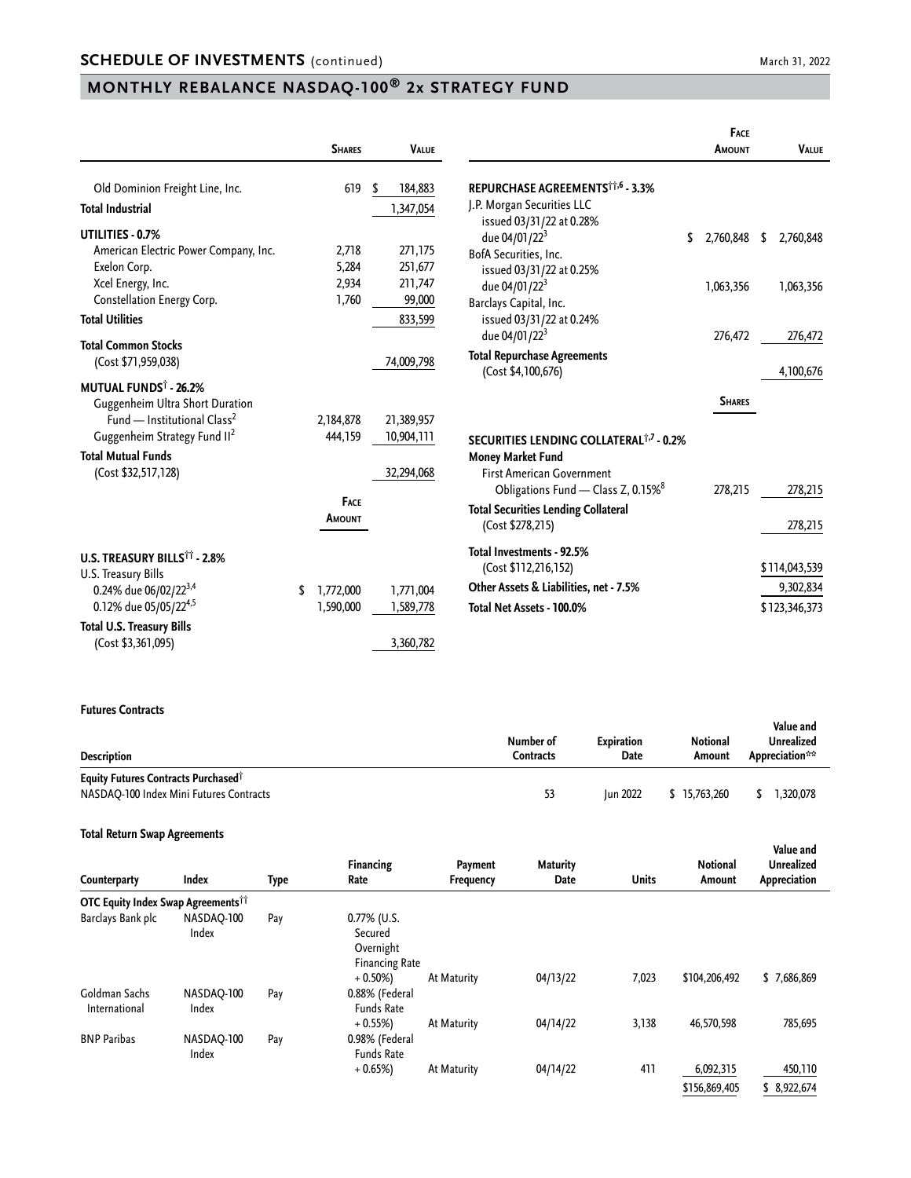## SCHEDULE OF INVESTMENTS (continued)

March 31, 2022

## MONTHLY REBALANCE NASDAQ-100® 2x STRATEGY FUND

| | Shares | Value |
|---|---|---|
| Old Dominion Freight Line, Inc. | 619 | $ 184,883 |
| **Total Industrial** | | 1,347,054 |
| **UTILITIES - 0.7%** | | |
| American Electric Power Company, Inc. | 2,718 | 271,175 |
| Exelon Corp. | 5,284 | 251,677 |
| Xcel Energy, Inc. | 2,934 | 211,747 |
| Constellation Energy Corp. | 1,760 | 99,000 |
| **Total Utilities** | | 833,599 |
| **Total Common Stocks** (Cost $71,959,038) | | 74,009,798 |
| **MUTUAL FUNDS† - 26.2%** | | |
| Guggenheim Ultra Short Duration Fund — Institutional Class[2] | 2,184,878 | 21,389,957 |
| Guggenheim Strategy Fund II[2] | 444,159 | 10,904,111 |
| **Total Mutual Funds** (Cost $32,517,128) | | 32,294,068 |

| | Face Amount | Value |
|---|---|---|
| **U.S. TREASURY BILLS†† - 2.8%** | | |
| U.S. Treasury Bills | | |
| 0.24% due 06/02/22[3,4] | $ 1,772,000 | 1,771,004 |
| 0.12% due 05/05/22[4,5] | 1,590,000 | 1,589,778 |
| **Total U.S. Treasury Bills** (Cost $3,361,095) | | 3,360,782 |
| **REPURCHASE AGREEMENTS††,6 - 3.3%** | | |
| J.P. Morgan Securities LLC issued 03/31/22 at 0.28% due 04/01/22[3] | $ 2,760,848 | $ 2,760,848 |
| BofA Securities, Inc. issued 03/31/22 at 0.25% due 04/01/22[3] | 1,063,356 | 1,063,356 |
| Barclays Capital, Inc. issued 03/31/22 at 0.24% due 04/01/22[3] | 276,472 | 276,472 |
| **Total Repurchase Agreements** (Cost $4,100,676) | | 4,100,676 |

| | Shares | Value |
|---|---|---|
| **SECURITIES LENDING COLLATERAL†,7 - 0.2%** | | |
| **Money Market Fund** | | |
| First American Government Obligations Fund — Class Z, 0.15%[8] | 278,215 | 278,215 |
| **Total Securities Lending Collateral** (Cost $278,215) | | 278,215 |
| **Total Investments - 92.5%** (Cost $112,216,152) | | $114,043,539 |
| **Other Assets & Liabilities, net - 7.5%** | | 9,302,834 |
| **Total Net Assets - 100.0%** | | $123,346,373 |

**Futures Contracts**

| Description | Number of Contracts | Expiration Date | Notional Amount | Value and Unrealized Appreciation** |
|---|---|---|---|---|
| **Equity Futures Contracts Purchased†** | | | | |
| NASDAQ-100 Index Mini Futures Contracts | 53 | Jun 2022 | $ 15,763,260 | $ 1,320,078 |

**Total Return Swap Agreements**

| Counterparty | Index | Type | Financing Rate | Payment Frequency | Maturity Date | Units | Notional Amount | Value and Unrealized Appreciation |
|---|---|---|---|---|---|---|---|---|
| **OTC Equity Index Swap Agreements††** | | | | | | | | |
| Barclays Bank plc | NASDAQ-100 Index | Pay | 0.77% (U.S. Secured Overnight Financing Rate + 0.50%) | At Maturity | 04/13/22 | 7,023 | $104,206,492 | $ 7,686,869 |
| Goldman Sachs International | NASDAQ-100 Index | Pay | 0.88% (Federal Funds Rate + 0.55%) | At Maturity | 04/14/22 | 3,138 | 46,570,598 | 785,695 |
| BNP Paribas | NASDAQ-100 Index | Pay | 0.98% (Federal Funds Rate + 0.65%) | At Maturity | 04/14/22 | 411 | 6,092,315 | 450,110 |
| | | | | | | | $156,869,405 | $ 8,922,674 |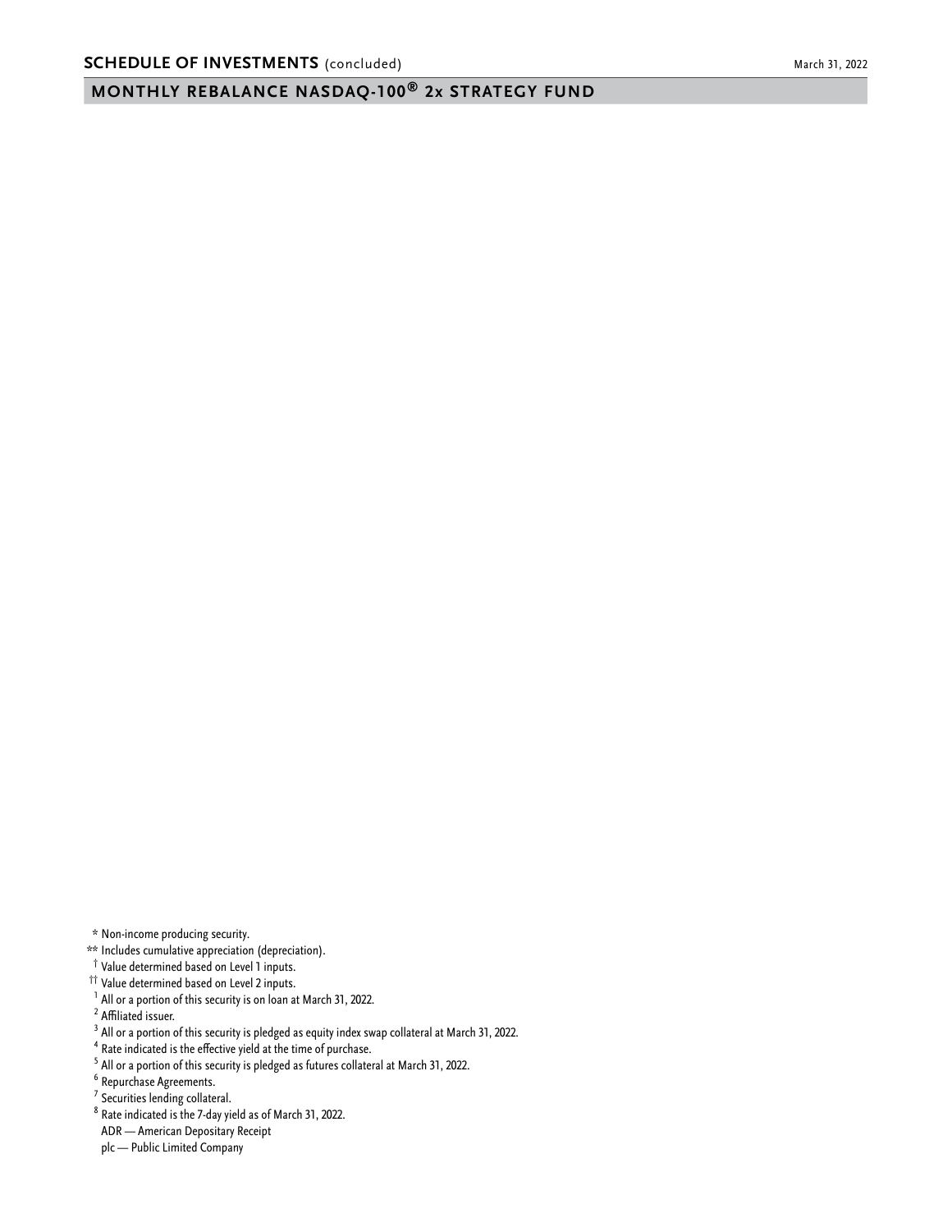## SCHEDULE OF INVESTMENTS (concluded)

## MONTHLY REBALANCE NASDAQ-100® 2x STRATEGY FUND

\* Non-income producing security.

\*\* Includes cumulative appreciation (depreciation).

† Value determined based on Level 1 inputs.

†† Value determined based on Level 2 inputs.

[1] All or a portion of this security is on loan at March 31, 2022.

[2] Affiliated issuer.

[3] All or a portion of this security is pledged as equity index swap collateral at March 31, 2022.

[4] Rate indicated is the effective yield at the time of purchase.

[5] All or a portion of this security is pledged as futures collateral at March 31, 2022.

[6] Repurchase Agreements.

[7] Securities lending collateral.

[8] Rate indicated is the 7-day yield as of March 31, 2022.

ADR — American Depositary Receipt

plc — Public Limited Company